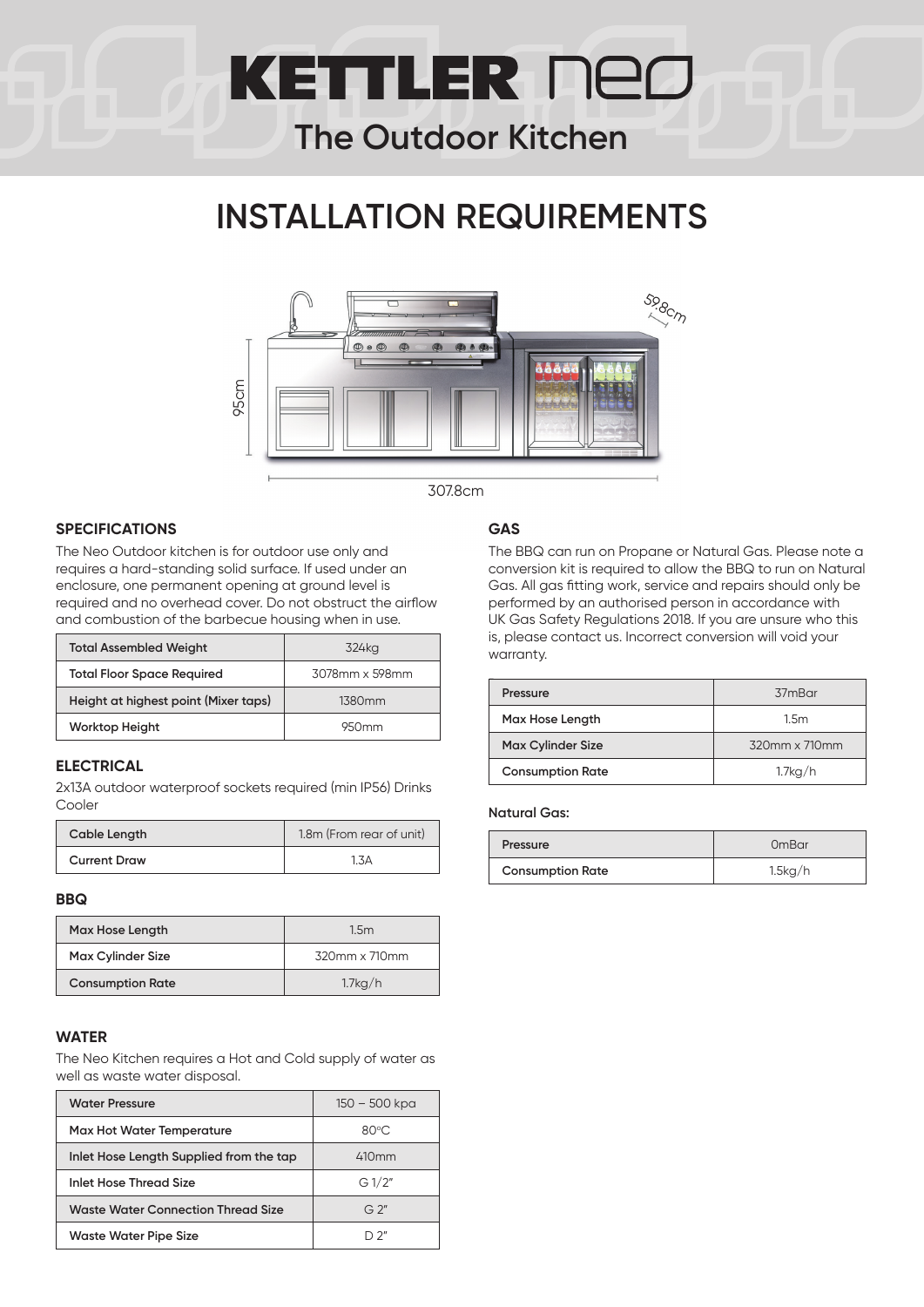# KETTLER neo

## The Outdoor Kitchen

# INSTALLATION REQUIREMENTS

59.8cm

95cm

307.8cm

### SPECIFICATIONS

The Neo Outdoor kitchen is for outdoor use only and requires a hard-standing solid surface. If used under an enclosure, one permanent opening at ground level is required and no overhead cover. Do not obstruct the airflow and combustion of the barbecue housing when in use.

| Total Assembled Weight | 324kg |
|---|---|
| Total Floor Space Required | 3078mm x 598mm |
| Height at highest point (Mixer taps) | 1380mm |
| Worktop Height | 950mm |

### ELECTRICAL

2x13A outdoor waterproof sockets required (min IP56) Drinks Cooler

| Cable Length | 1.8m (From rear of unit) |
|---|---|
| Current Draw | 1.3A |

### BBQ

| Max Hose Length | 1.5m |
|---|---|
| Max Cylinder Size | 320mm x 710mm |
| Consumption Rate | 1.7kg/h |

### WATER

The Neo Kitchen requires a Hot and Cold supply of water as well as waste water disposal.

| Water Pressure | 150 – 500 kpa |
|---|---|
| Max Hot Water Temperature | 80°C |
| Inlet Hose Length Supplied from the tap | 410mm |
| Inlet Hose Thread Size | G 1/2" |
| Waste Water Connection Thread Size | G 2" |
| Waste Water Pipe Size | D 2" |

### GAS

The BBQ can run on Propane or Natural Gas. Please note a conversion kit is required to allow the BBQ to run on Natural Gas. All gas fitting work, service and repairs should only be performed by an authorised person in accordance with UK Gas Safety Regulations 2018. If you are unsure who this is, please contact us. Incorrect conversion will void your warranty.

| Pressure | 37mBar |
|---|---|
| Max Hose Length | 1.5m |
| Max Cylinder Size | 320mm x 710mm |
| Consumption Rate | 1.7kg/h |

**Natural Gas:**

| Pressure | 0mBar |
|---|---|
| Consumption Rate | 1.5kg/h |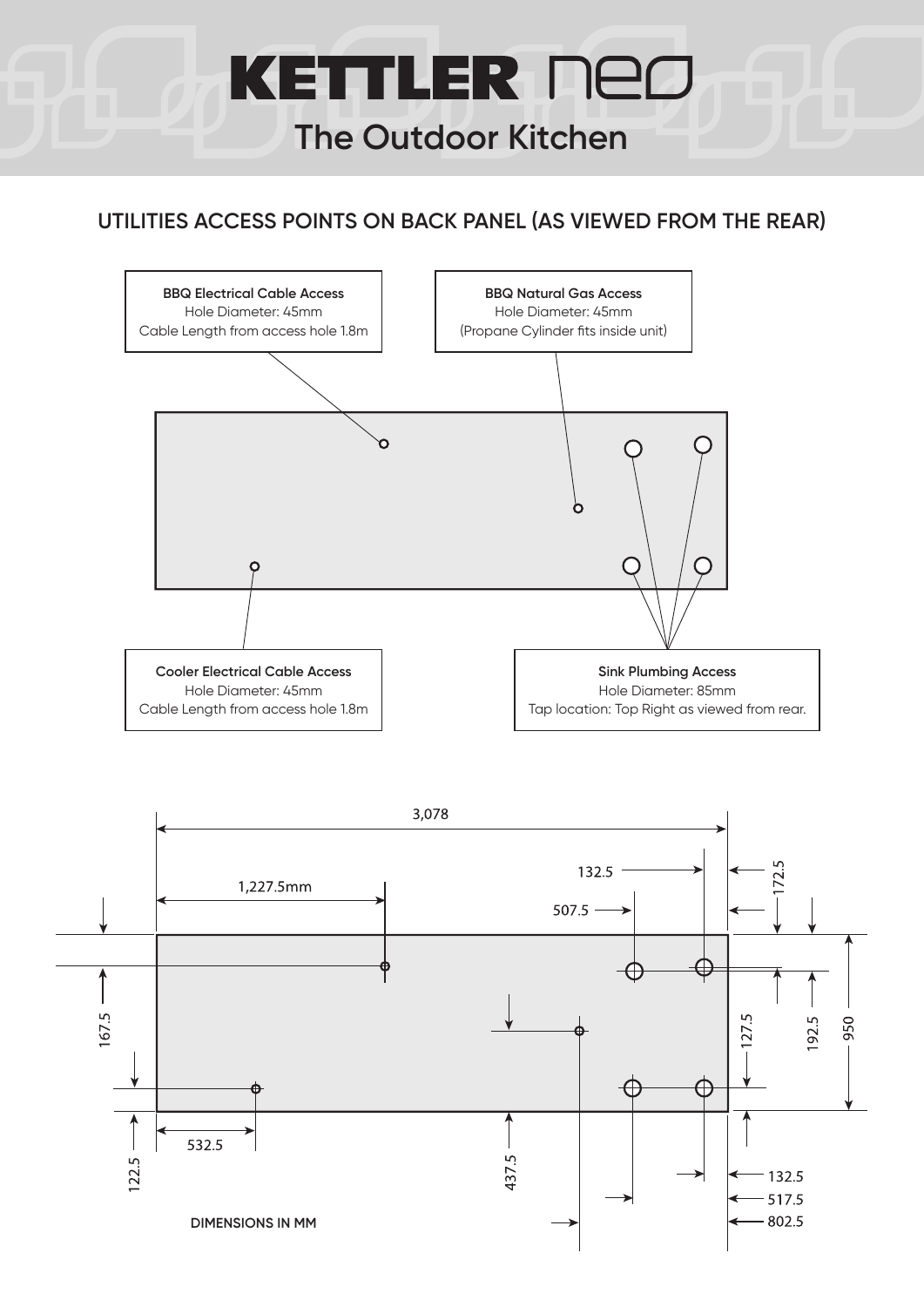# KETTLER neo

## The Outdoor Kitchen

## UTILITIES ACCESS POINTS ON BACK PANEL (AS VIEWED FROM THE REAR)

**BBQ Electrical Cable Access**
Hole Diameter: 45mm
Cable Length from access hole 1.8m

**BBQ Natural Gas Access**
Hole Diameter: 45mm
(Propane Cylinder fits inside unit)

**Cooler Electrical Cable Access**
Hole Diameter: 45mm
Cable Length from access hole 1.8m

**Sink Plumbing Access**
Hole Diameter: 85mm
Tap location: Top Right as viewed from rear.

3,078
1,227.5mm
132.5
507.5
172.5
167.5
127.5
192.5
950
532.5
122.5
437.5
132.5
517.5
802.5

DIMENSIONS IN MM